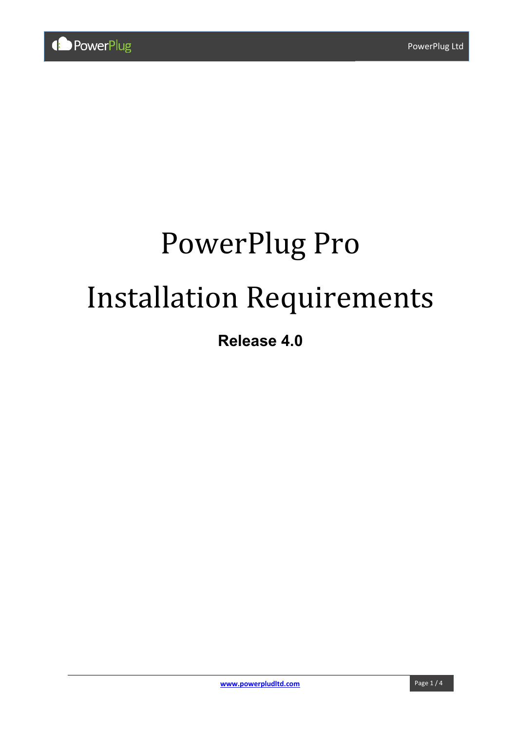# PowerPlug Pro

# Installation Requirements

**Release 4.0**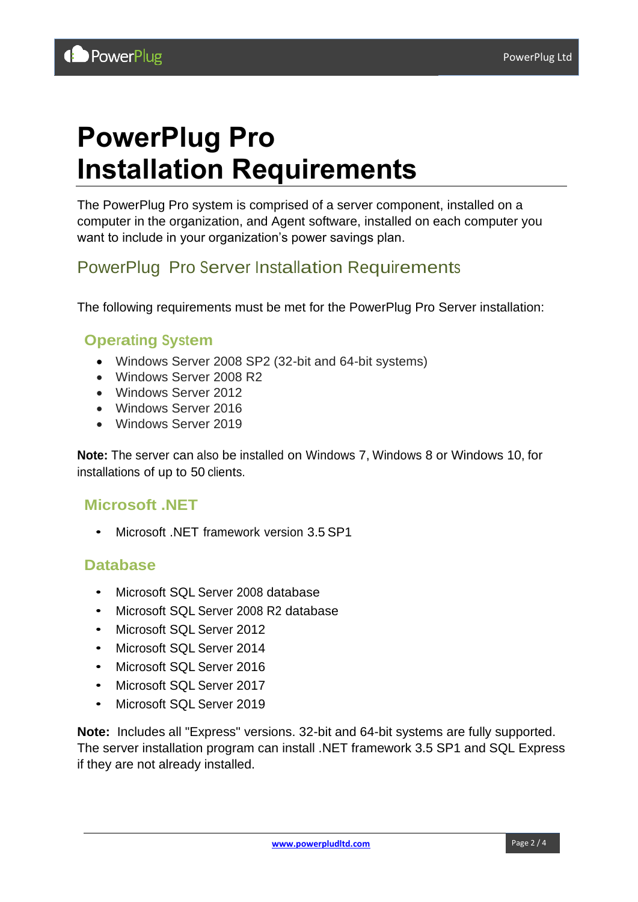# PowerPlug Pro Installation Requirements

The PowerPlug Pro system is comprised of a server component, installed on a computer in the organization, and Agent software, installed on each computer you want to include in your organization's power savings plan.

## PowerPlug Pro Server Installation Requirements

The following requirements must be met for the PowerPlug Pro Server installation:

### Operating System

- Windows Server 2008 SP2 (32-bit and 64-bit systems)
- Windows Server 2008 R2
- Windows Server 2012
- Windows Server 2016
- Windows Server 2019

**Note:** The server can also be installed on Windows 7, Windows 8 or Windows 10, for installations of up to 50 clients.

### Microsoft .NET

- Microsoft .NET framework version 3.5 SP1

### Database

- Microsoft SQL Server 2008 database
- Microsoft SQL Server 2008 R2 database
- Microsoft SQL Server 2012
- Microsoft SQL Server 2014
- Microsoft SQL Server 2016
- Microsoft SQL Server 2017
- Microsoft SQL Server 2019

**Note:** Includes all "Express" versions. 32-bit and 64-bit systems are fully supported. The server installation program can install .NET framework 3.5 SP1 and SQL Express if they are not already installed.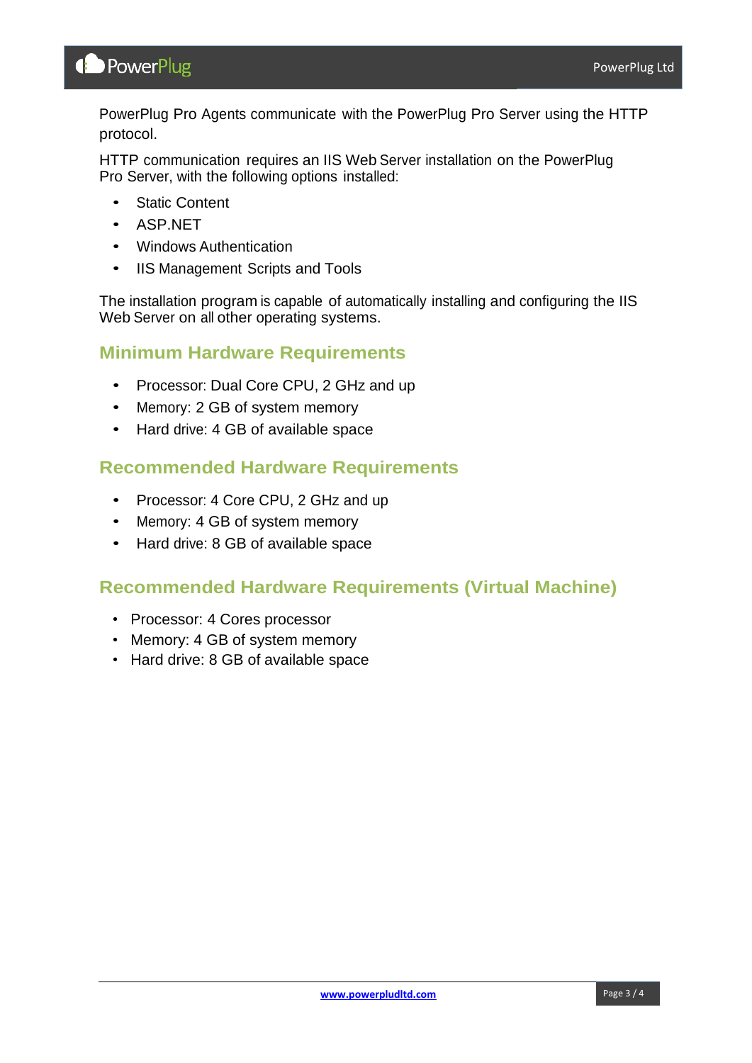PowerPlug Pro Agents communicate with the PowerPlug Pro Server using the HTTP protocol.

HTTP communication requires an IIS Web Server installation on the PowerPlug Pro Server, with the following options installed:

- Static Content
- ASP.NET
- Windows Authentication
- IIS Management Scripts and Tools

The installation program is capable of automatically installing and configuring the IIS Web Server on all other operating systems.

## Minimum Hardware Requirements

- Processor: Dual Core CPU, 2 GHz and up
- Memory: 2 GB of system memory
- Hard drive: 4 GB of available space

## Recommended Hardware Requirements

- Processor: 4 Core CPU, 2 GHz and up
- Memory: 4 GB of system memory
- Hard drive: 8 GB of available space

## Recommended Hardware Requirements (Virtual Machine)

- Processor: 4 Cores processor
- Memory: 4 GB of system memory
- Hard drive: 8 GB of available space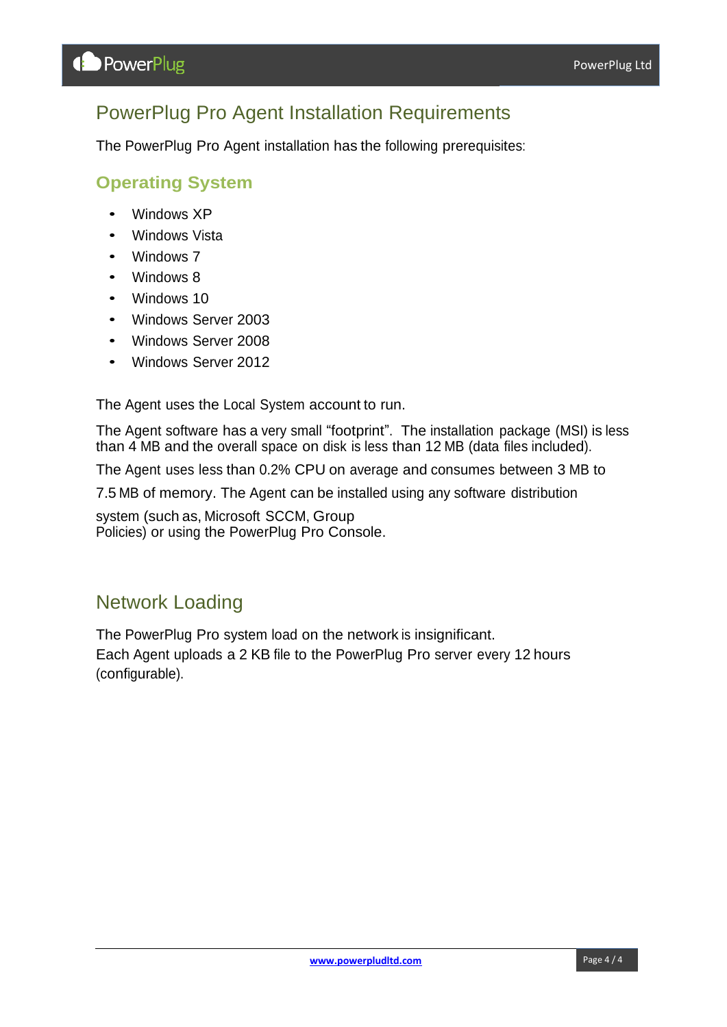## PowerPlug Pro Agent Installation Requirements

The PowerPlug Pro Agent installation has the following prerequisites:

### Operating System

- Windows XP
- Windows Vista
- Windows 7
- Windows 8
- Windows 10
- Windows Server 2003
- Windows Server 2008
- Windows Server 2012

The Agent uses the Local System account to run.

The Agent software has a very small "footprint". The installation package (MSI) is less than 4 MB and the overall space on disk is less than 12 MB (data files included).

The Agent uses less than 0.2% CPU on average and consumes between 3 MB to 7.5 MB of memory. The Agent can be installed using any software distribution system (such as, Microsoft SCCM, Group Policies) or using the PowerPlug Pro Console.

## Network Loading

The PowerPlug Pro system load on the network is insignificant.
Each Agent uploads a 2 KB file to the PowerPlug Pro server every 12 hours (configurable).